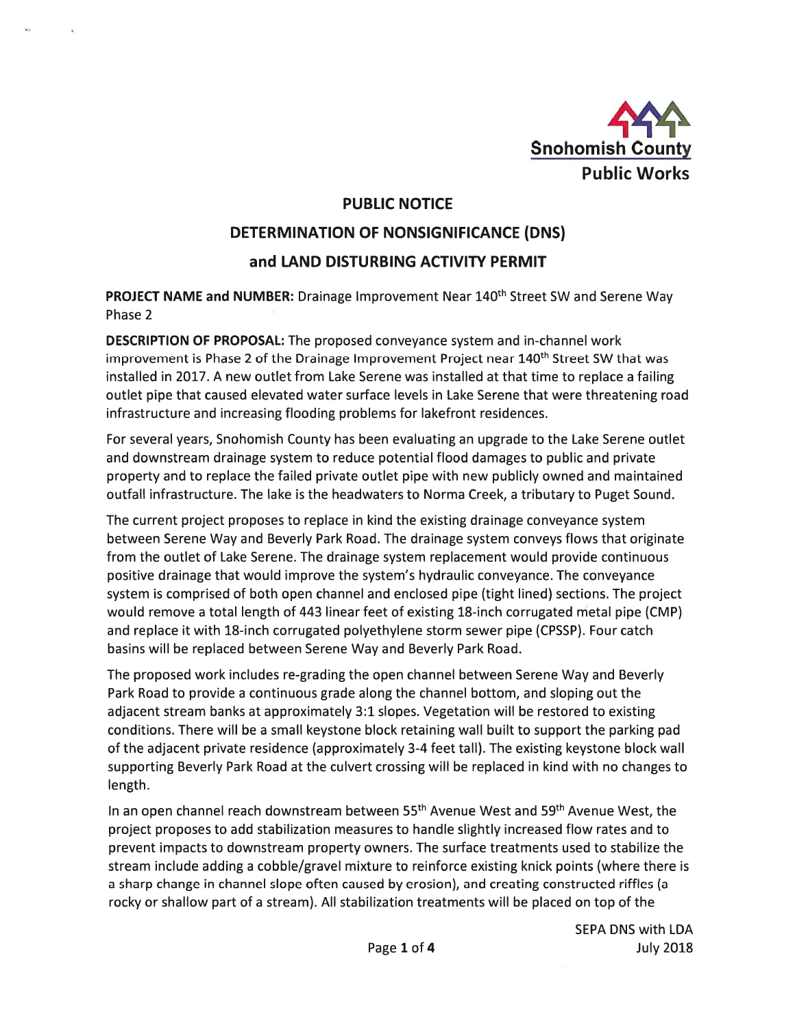Snohomish County
Public Works

# PUBLIC NOTICE

## DETERMINATION OF NONSIGNIFICANCE (DNS)

## and LAND DISTURBING ACTIVITY PERMIT

**PROJECT NAME and NUMBER:** Drainage Improvement Near 140th Street SW and Serene Way Phase 2

**DESCRIPTION OF PROPOSAL:** The proposed conveyance system and in-channel work improvement is Phase 2 of the Drainage Improvement Project near 140th Street SW that was installed in 2017. A new outlet from Lake Serene was installed at that time to replace a failing outlet pipe that caused elevated water surface levels in Lake Serene that were threatening road infrastructure and increasing flooding problems for lakefront residences.

For several years, Snohomish County has been evaluating an upgrade to the Lake Serene outlet and downstream drainage system to reduce potential flood damages to public and private property and to replace the failed private outlet pipe with new publicly owned and maintained outfall infrastructure. The lake is the headwaters to Norma Creek, a tributary to Puget Sound.

The current project proposes to replace in kind the existing drainage conveyance system between Serene Way and Beverly Park Road. The drainage system conveys flows that originate from the outlet of Lake Serene. The drainage system replacement would provide continuous positive drainage that would improve the system's hydraulic conveyance. The conveyance system is comprised of both open channel and enclosed pipe (tight lined) sections. The project would remove a total length of 443 linear feet of existing 18-inch corrugated metal pipe (CMP) and replace it with 18-inch corrugated polyethylene storm sewer pipe (CPSSP). Four catch basins will be replaced between Serene Way and Beverly Park Road.

The proposed work includes re-grading the open channel between Serene Way and Beverly Park Road to provide a continuous grade along the channel bottom, and sloping out the adjacent stream banks at approximately 3:1 slopes. Vegetation will be restored to existing conditions. There will be a small keystone block retaining wall built to support the parking pad of the adjacent private residence (approximately 3-4 feet tall). The existing keystone block wall supporting Beverly Park Road at the culvert crossing will be replaced in kind with no changes to length.

In an open channel reach downstream between 55th Avenue West and 59th Avenue West, the project proposes to add stabilization measures to handle slightly increased flow rates and to prevent impacts to downstream property owners. The surface treatments used to stabilize the stream include adding a cobble/gravel mixture to reinforce existing knick points (where there is a sharp change in channel slope often caused by erosion), and creating constructed riffles (a rocky or shallow part of a stream). All stabilization treatments will be placed on top of the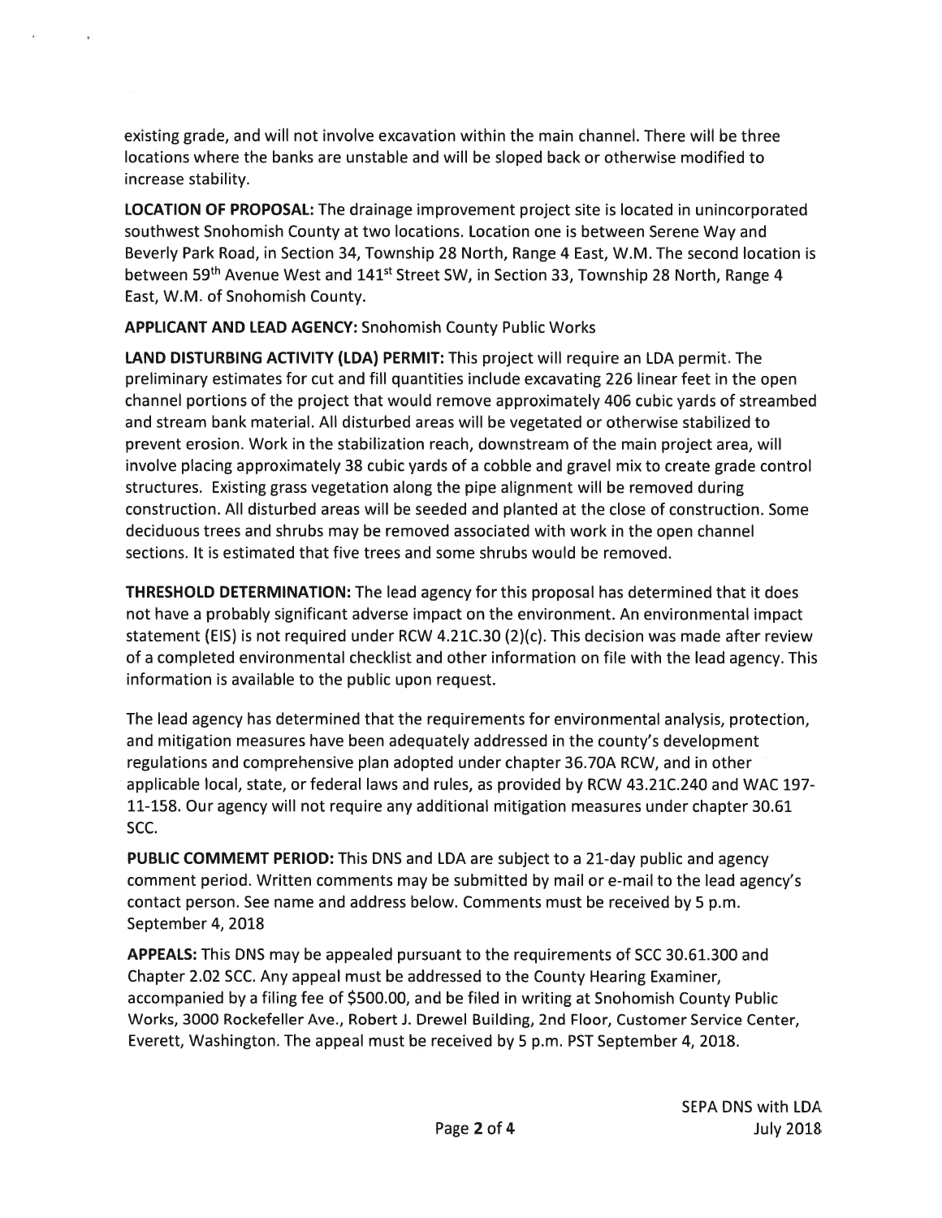existing grade, and will not involve excavation within the main channel. There will be three locations where the banks are unstable and will be sloped back or otherwise modified to increase stability.

**LOCATION OF PROPOSAL:** The drainage improvement project site is located in unincorporated southwest Snohomish County at two locations. Location one is between Serene Way and Beverly Park Road, in Section 34, Township 28 North, Range 4 East, W.M. The second location is between 59th Avenue West and 141st Street SW, in Section 33, Township 28 North, Range 4 East, W.M. of Snohomish County.

**APPLICANT AND LEAD AGENCY:** Snohomish County Public Works

**LAND DISTURBING ACTIVITY (LDA) PERMIT:** This project will require an LDA permit. The preliminary estimates for cut and fill quantities include excavating 226 linear feet in the open channel portions of the project that would remove approximately 406 cubic yards of streambed and stream bank material. All disturbed areas will be vegetated or otherwise stabilized to prevent erosion. Work in the stabilization reach, downstream of the main project area, will involve placing approximately 38 cubic yards of a cobble and gravel mix to create grade control structures. Existing grass vegetation along the pipe alignment will be removed during construction. All disturbed areas will be seeded and planted at the close of construction. Some deciduous trees and shrubs may be removed associated with work in the open channel sections. It is estimated that five trees and some shrubs would be removed.

**THRESHOLD DETERMINATION:** The lead agency for this proposal has determined that it does not have a probably significant adverse impact on the environment. An environmental impact statement (EIS) is not required under RCW 4.21C.30 (2)(c). This decision was made after review of a completed environmental checklist and other information on file with the lead agency. This information is available to the public upon request.

The lead agency has determined that the requirements for environmental analysis, protection, and mitigation measures have been adequately addressed in the county's development regulations and comprehensive plan adopted under chapter 36.70A RCW, and in other applicable local, state, or federal laws and rules, as provided by RCW 43.21C.240 and WAC 197-11-158. Our agency will not require any additional mitigation measures under chapter 30.61 SCC.

**PUBLIC COMMEMT PERIOD:** This DNS and LDA are subject to a 21-day public and agency comment period. Written comments may be submitted by mail or e-mail to the lead agency's contact person. See name and address below. Comments must be received by 5 p.m. September 4, 2018

**APPEALS:** This DNS may be appealed pursuant to the requirements of SCC 30.61.300 and Chapter 2.02 SCC. Any appeal must be addressed to the County Hearing Examiner, accompanied by a filing fee of $500.00, and be filed in writing at Snohomish County Public Works, 3000 Rockefeller Ave., Robert J. Drewel Building, 2nd Floor, Customer Service Center, Everett, Washington. The appeal must be received by 5 p.m. PST September 4, 2018.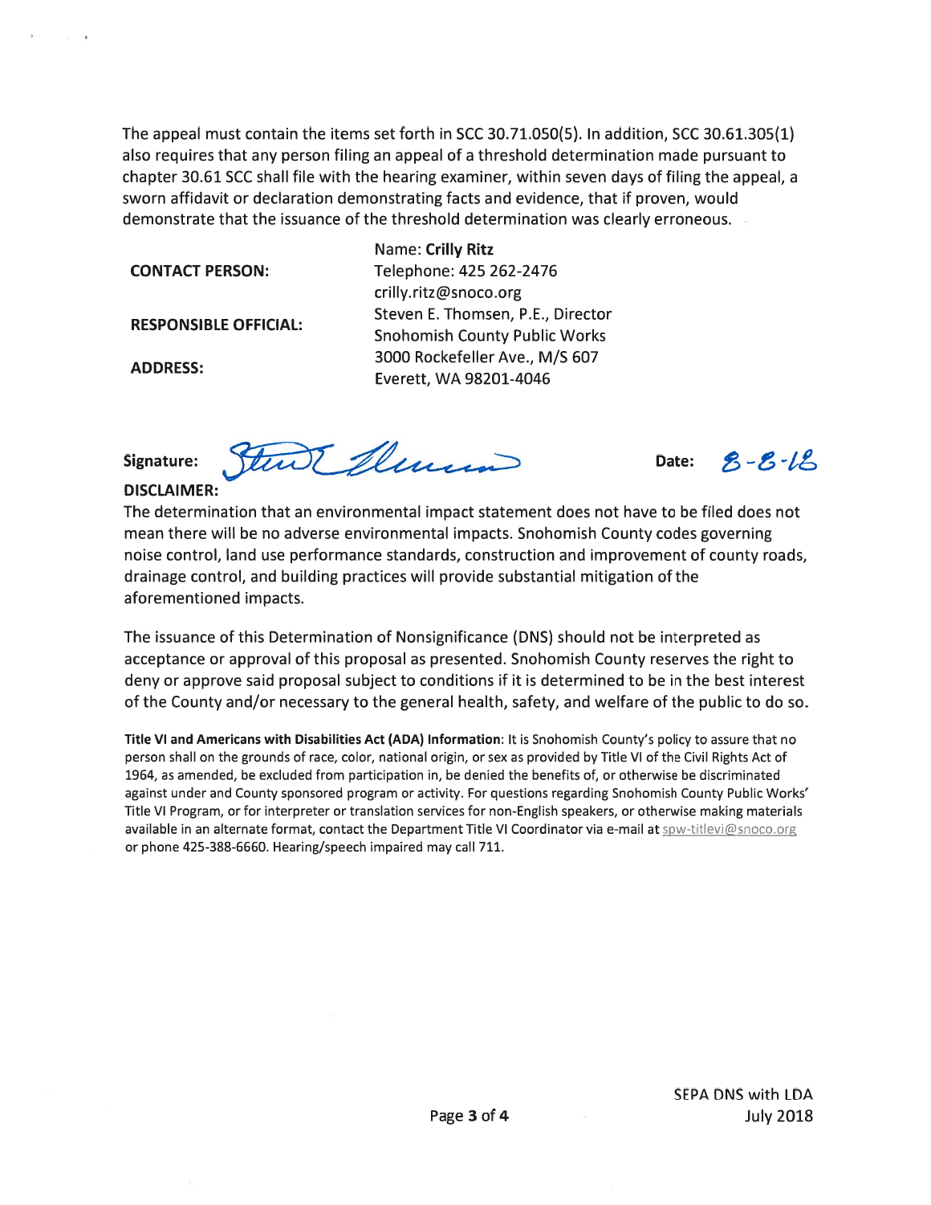The appeal must contain the items set forth in SCC 30.71.050(5). In addition, SCC 30.61.305(1) also requires that any person filing an appeal of a threshold determination made pursuant to chapter 30.61 SCC shall file with the hearing examiner, within seven days of filing the appeal, a sworn affidavit or declaration demonstrating facts and evidence, that if proven, would demonstrate that the issuance of the threshold determination was clearly erroneous.

| | |
|---|---|
| **CONTACT PERSON:** | Name: **Crilly Ritz**<br>Telephone: 425 262-2476<br>crilly.ritz@snoco.org |
| **RESPONSIBLE OFFICIAL:** | Steven E. Thomsen, P.E., Director<br>Snohomish County Public Works |
| **ADDRESS:** | 3000 Rockefeller Ave., M/S 607<br>Everett, WA 98201-4046 |

**Signature:** [signature] **Date:** 8-8-18

**DISCLAIMER:**

The determination that an environmental impact statement does not have to be filed does not mean there will be no adverse environmental impacts. Snohomish County codes governing noise control, land use performance standards, construction and improvement of county roads, drainage control, and building practices will provide substantial mitigation of the aforementioned impacts.

The issuance of this Determination of Nonsignificance (DNS) should not be interpreted as acceptance or approval of this proposal as presented. Snohomish County reserves the right to deny or approve said proposal subject to conditions if it is determined to be in the best interest of the County and/or necessary to the general health, safety, and welfare of the public to do so.

**Title VI and Americans with Disabilities Act (ADA) Information**: It is Snohomish County's policy to assure that no person shall on the grounds of race, color, national origin, or sex as provided by Title VI of the Civil Rights Act of 1964, as amended, be excluded from participation in, be denied the benefits of, or otherwise be discriminated against under and County sponsored program or activity. For questions regarding Snohomish County Public Works' Title VI Program, or for interpreter or translation services for non-English speakers, or otherwise making materials available in an alternate format, contact the Department Title VI Coordinator via e-mail at spw-titlevi@snoco.org or phone 425-388-6660. Hearing/speech impaired may call 711.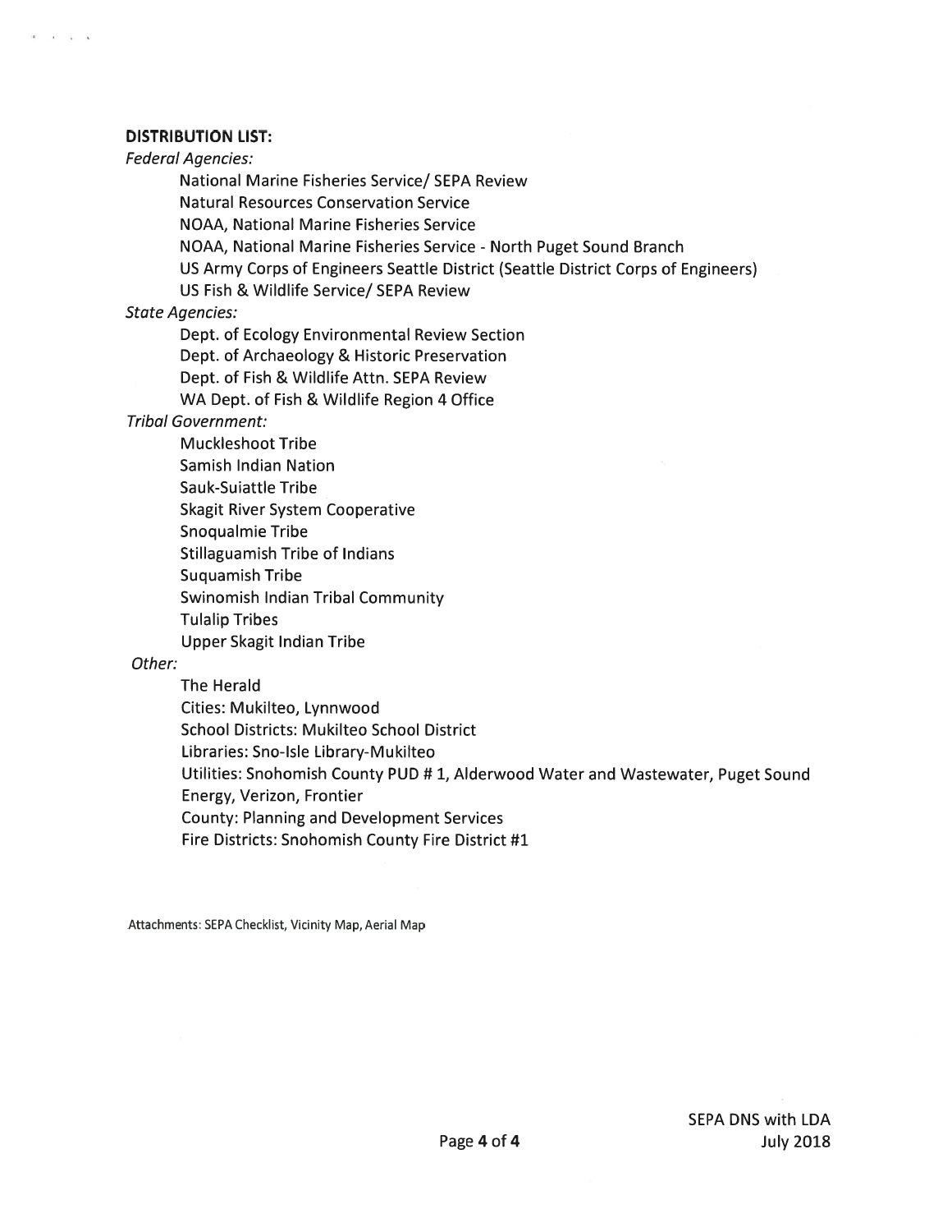**DISTRIBUTION LIST:**

*Federal Agencies:*

- National Marine Fisheries Service/ SEPA Review
- Natural Resources Conservation Service
- NOAA, National Marine Fisheries Service
- NOAA, National Marine Fisheries Service - North Puget Sound Branch
- US Army Corps of Engineers Seattle District (Seattle District Corps of Engineers)
- US Fish & Wildlife Service/ SEPA Review

*State Agencies:*

- Dept. of Ecology Environmental Review Section
- Dept. of Archaeology & Historic Preservation
- Dept. of Fish & Wildlife Attn. SEPA Review
- WA Dept. of Fish & Wildlife Region 4 Office

*Tribal Government:*

- Muckleshoot Tribe
- Samish Indian Nation
- Sauk-Suiattle Tribe
- Skagit River System Cooperative
- Snoqualmie Tribe
- Stillaguamish Tribe of Indians
- Suquamish Tribe
- Swinomish Indian Tribal Community
- Tulalip Tribes
- Upper Skagit Indian Tribe

*Other:*

- The Herald
- Cities: Mukilteo, Lynnwood
- School Districts: Mukilteo School District
- Libraries: Sno-Isle Library-Mukilteo
- Utilities: Snohomish County PUD # 1, Alderwood Water and Wastewater, Puget Sound Energy, Verizon, Frontier
- County: Planning and Development Services
- Fire Districts: Snohomish County Fire District #1

Attachments: SEPA Checklist, Vicinity Map, Aerial Map